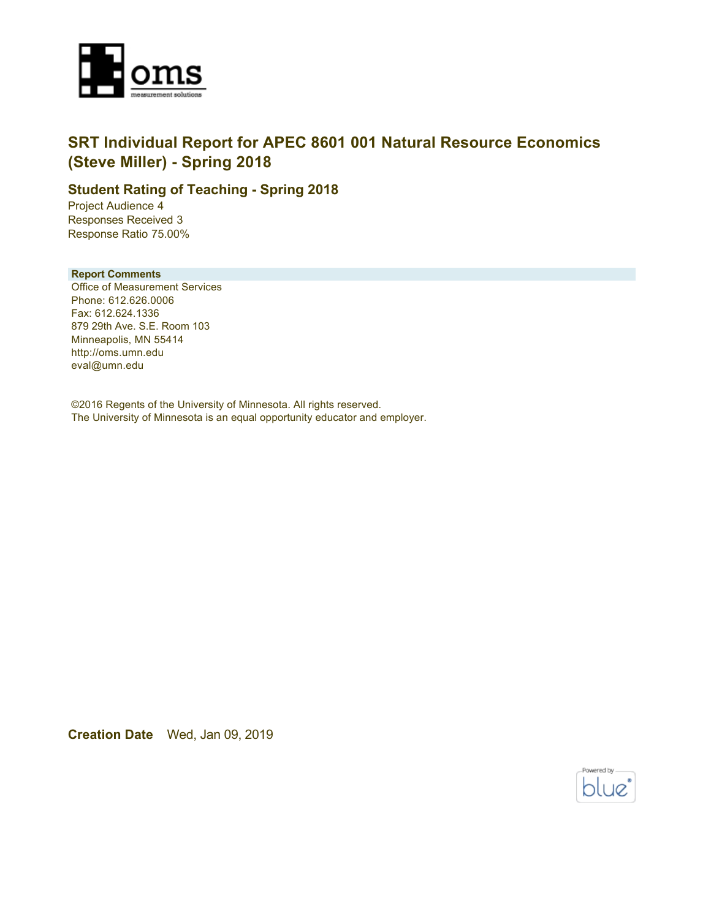# SRT Individual Report for APEC 8601 001 Natural Resource Economics (Steve Miller) - Spring 2018

## Student Rating of Teaching - Spring 2018

Project Audience 4
Responses Received 3
Response Ratio 75.00%

**Report Comments**

Office of Measurement Services
Phone: 612.626.0006
Fax: 612.624.1336
879 29th Ave. S.E. Room 103
Minneapolis, MN 55414
http://oms.umn.edu
eval@umn.edu

©2016 Regents of the University of Minnesota. All rights reserved.
The University of Minnesota is an equal opportunity educator and employer.

**Creation Date** Wed, Jan 09, 2019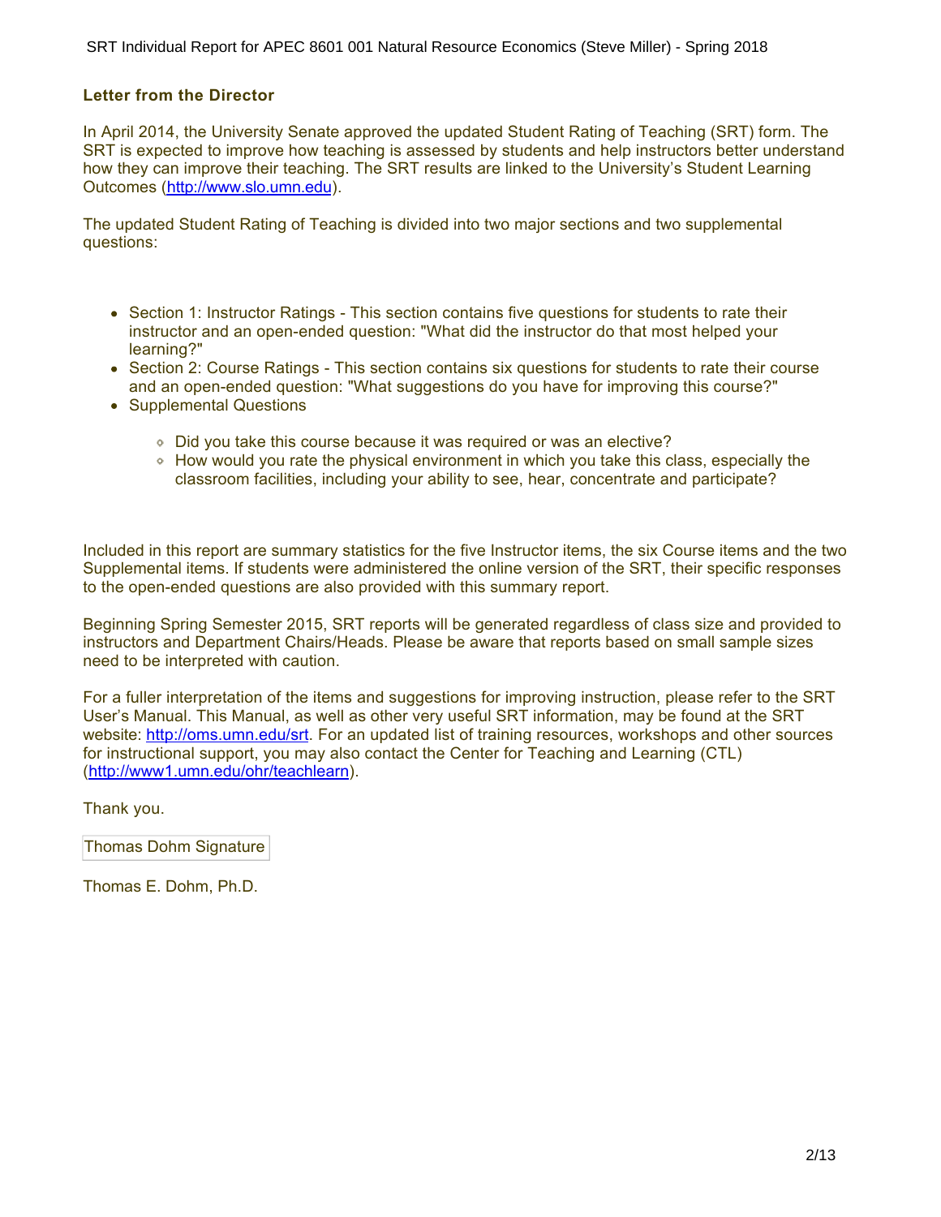### Letter from the Director

In April 2014, the University Senate approved the updated Student Rating of Teaching (SRT) form. The SRT is expected to improve how teaching is assessed by students and help instructors better understand how they can improve their teaching. The SRT results are linked to the University's Student Learning Outcomes (http://www.slo.umn.edu).

The updated Student Rating of Teaching is divided into two major sections and two supplemental questions:

- Section 1: Instructor Ratings - This section contains five questions for students to rate their instructor and an open-ended question: "What did the instructor do that most helped your learning?"
- Section 2: Course Ratings - This section contains six questions for students to rate their course and an open-ended question: "What suggestions do you have for improving this course?"
- Supplemental Questions
  - Did you take this course because it was required or was an elective?
  - How would you rate the physical environment in which you take this class, especially the classroom facilities, including your ability to see, hear, concentrate and participate?

Included in this report are summary statistics for the five Instructor items, the six Course items and the two Supplemental items. If students were administered the online version of the SRT, their specific responses to the open-ended questions are also provided with this summary report.

Beginning Spring Semester 2015, SRT reports will be generated regardless of class size and provided to instructors and Department Chairs/Heads. Please be aware that reports based on small sample sizes need to be interpreted with caution.

For a fuller interpretation of the items and suggestions for improving instruction, please refer to the SRT User's Manual. This Manual, as well as other very useful SRT information, may be found at the SRT website: http://oms.umn.edu/srt. For an updated list of training resources, workshops and other sources for instructional support, you may also contact the Center for Teaching and Learning (CTL) (http://www1.umn.edu/ohr/teachlearn).

Thank you.

Thomas Dohm Signature

Thomas E. Dohm, Ph.D.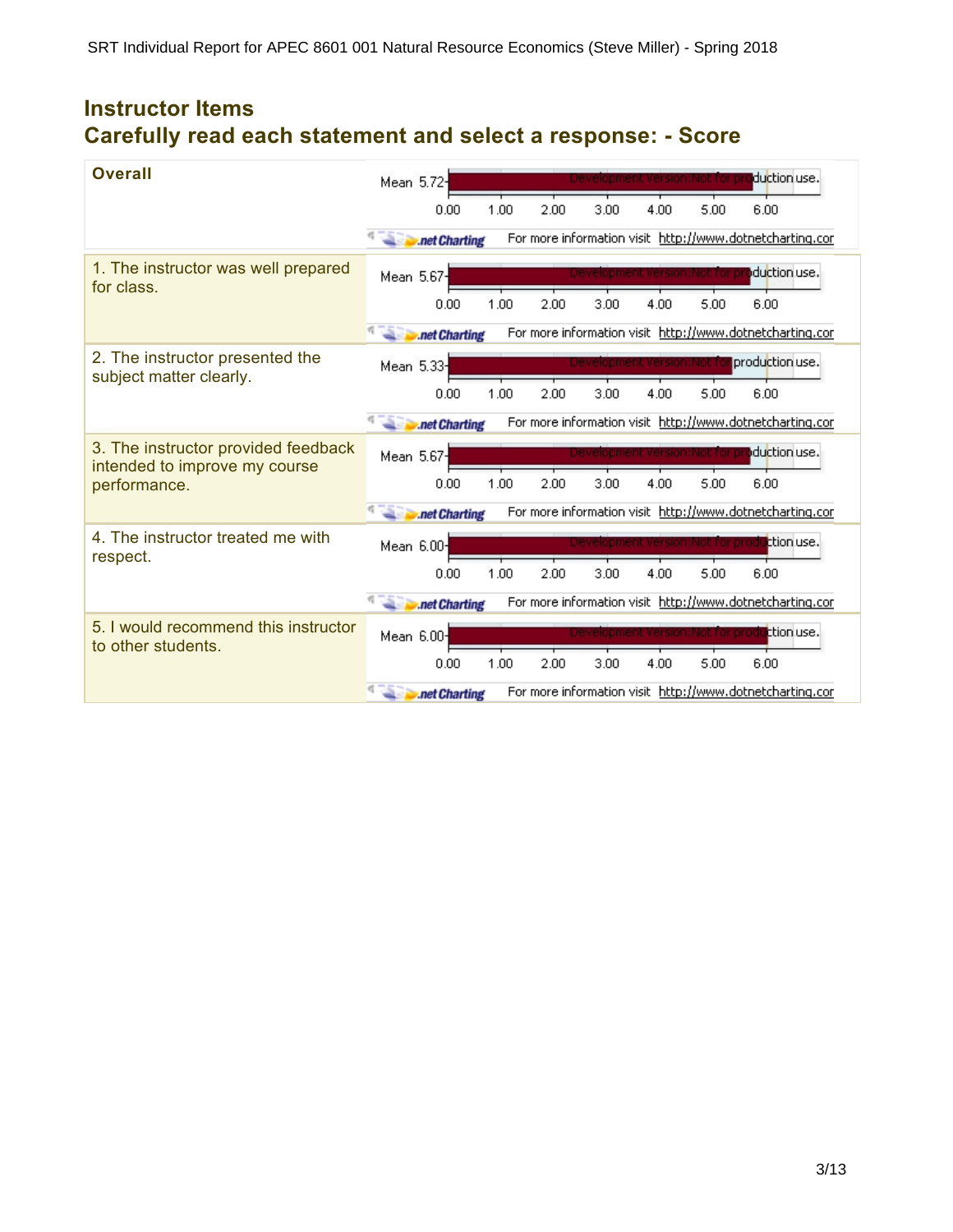## Instructor Items

## Carefully read each statement and select a response: - Score

| Item | Mean |
|---|---|
| **Overall** | 5.72 |
| 1. The instructor was well prepared for class. | 5.67 |
| 2. The instructor presented the subject matter clearly. | 5.33 |
| 3. The instructor provided feedback intended to improve my course performance. | 5.67 |
| 4. The instructor treated me with respect. | 6.00 |
| 5. I would recommend this instructor to other students. | 6.00 |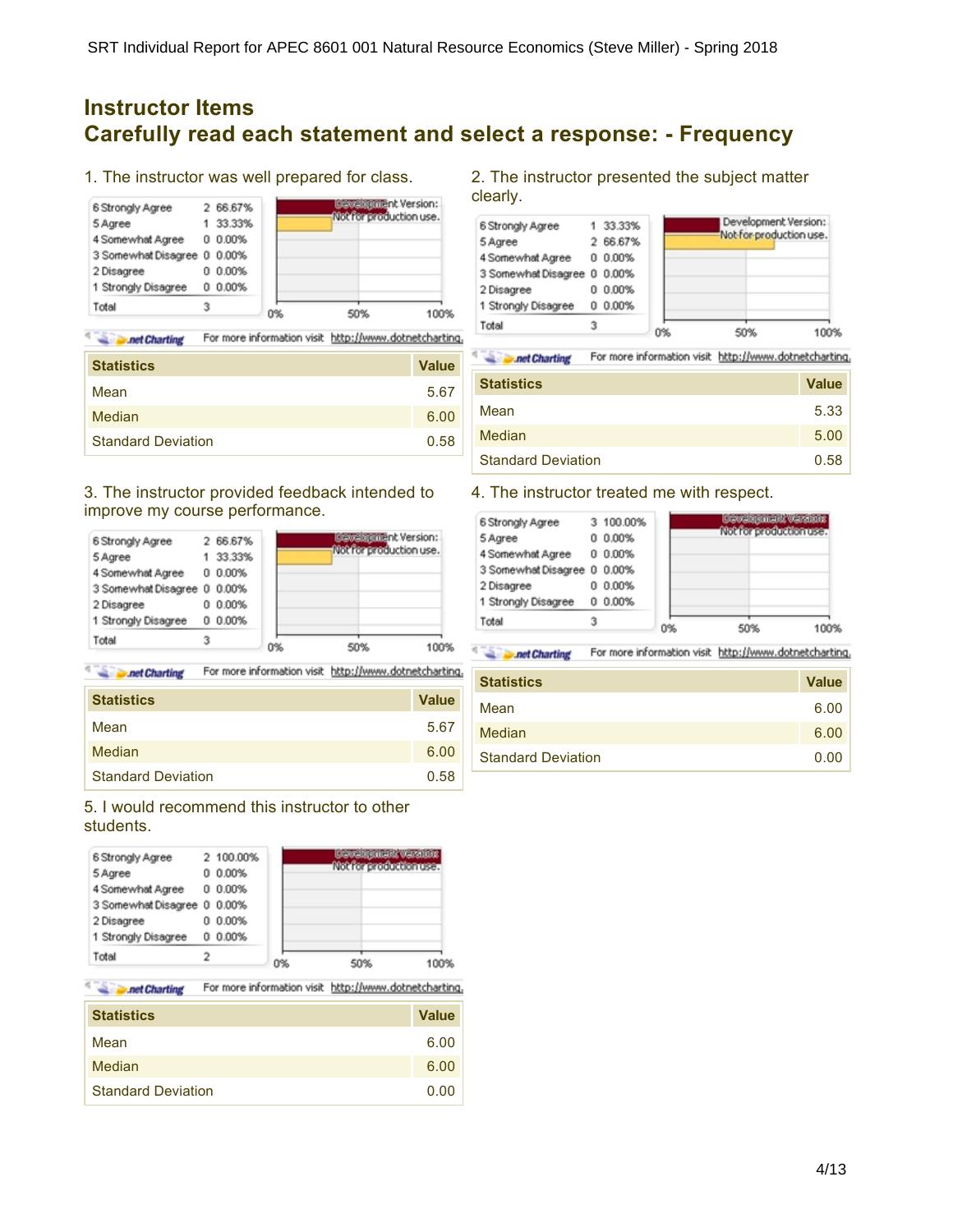## Instructor Items
## Carefully read each statement and select a response: - Frequency

### 1. The instructor was well prepared for class.

| Response | Count | Percent |
|---|---|---|
| 6 Strongly Agree | 2 | 66.67% |
| 5 Agree | 1 | 33.33% |
| 4 Somewhat Agree | 0 | 0.00% |
| 3 Somewhat Disagree | 0 | 0.00% |
| 2 Disagree | 0 | 0.00% |
| 1 Strongly Disagree | 0 | 0.00% |
| Total | 3 | |

| Statistics | Value |
|---|---|
| Mean | 5.67 |
| Median | 6.00 |
| Standard Deviation | 0.58 |

### 2. The instructor presented the subject matter clearly.

| Response | Count | Percent |
|---|---|---|
| 6 Strongly Agree | 1 | 33.33% |
| 5 Agree | 2 | 66.67% |
| 4 Somewhat Agree | 0 | 0.00% |
| 3 Somewhat Disagree | 0 | 0.00% |
| 2 Disagree | 0 | 0.00% |
| 1 Strongly Disagree | 0 | 0.00% |
| Total | 3 | |

| Statistics | Value |
|---|---|
| Mean | 5.33 |
| Median | 5.00 |
| Standard Deviation | 0.58 |

### 3. The instructor provided feedback intended to improve my course performance.

| Response | Count | Percent |
|---|---|---|
| 6 Strongly Agree | 2 | 66.67% |
| 5 Agree | 1 | 33.33% |
| 4 Somewhat Agree | 0 | 0.00% |
| 3 Somewhat Disagree | 0 | 0.00% |
| 2 Disagree | 0 | 0.00% |
| 1 Strongly Disagree | 0 | 0.00% |
| Total | 3 | |

| Statistics | Value |
|---|---|
| Mean | 5.67 |
| Median | 6.00 |
| Standard Deviation | 0.58 |

### 4. The instructor treated me with respect.

| Response | Count | Percent |
|---|---|---|
| 6 Strongly Agree | 3 | 100.00% |
| 5 Agree | 0 | 0.00% |
| 4 Somewhat Agree | 0 | 0.00% |
| 3 Somewhat Disagree | 0 | 0.00% |
| 2 Disagree | 0 | 0.00% |
| 1 Strongly Disagree | 0 | 0.00% |
| Total | 3 | |

| Statistics | Value |
|---|---|
| Mean | 6.00 |
| Median | 6.00 |
| Standard Deviation | 0.00 |

### 5. I would recommend this instructor to other students.

| Response | Count | Percent |
|---|---|---|
| 6 Strongly Agree | 2 | 100.00% |
| 5 Agree | 0 | 0.00% |
| 4 Somewhat Agree | 0 | 0.00% |
| 3 Somewhat Disagree | 0 | 0.00% |
| 2 Disagree | 0 | 0.00% |
| 1 Strongly Disagree | 0 | 0.00% |
| Total | 2 | |

| Statistics | Value |
|---|---|
| Mean | 6.00 |
| Median | 6.00 |
| Standard Deviation | 0.00 |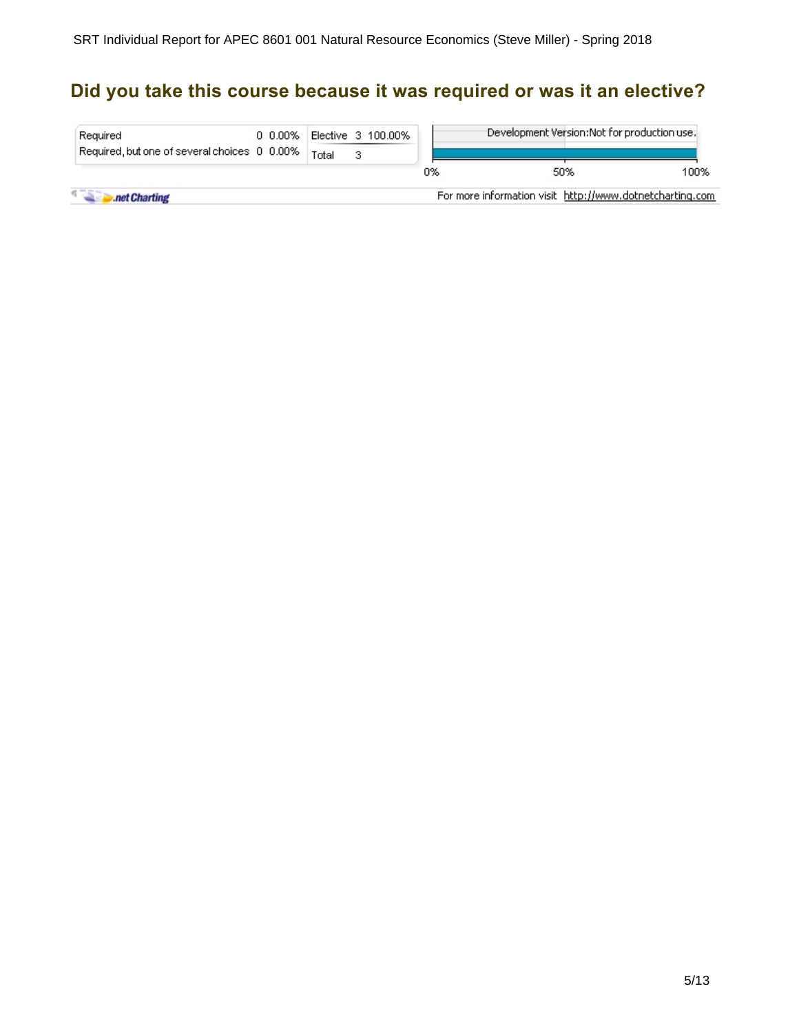## Did you take this course because it was required or was it an elective?

| Response | Count | Percent |
|---|---|---|
| Required | 0 | 0.00% |
| Required, but one of several choices | 0 | 0.00% |
| Elective | 3 | 100.00% |
| Total | 3 | |

Development Version:Not for production use.

0% 50% 100%

.net Charting

For more information visit http://www.dotnetcharting.com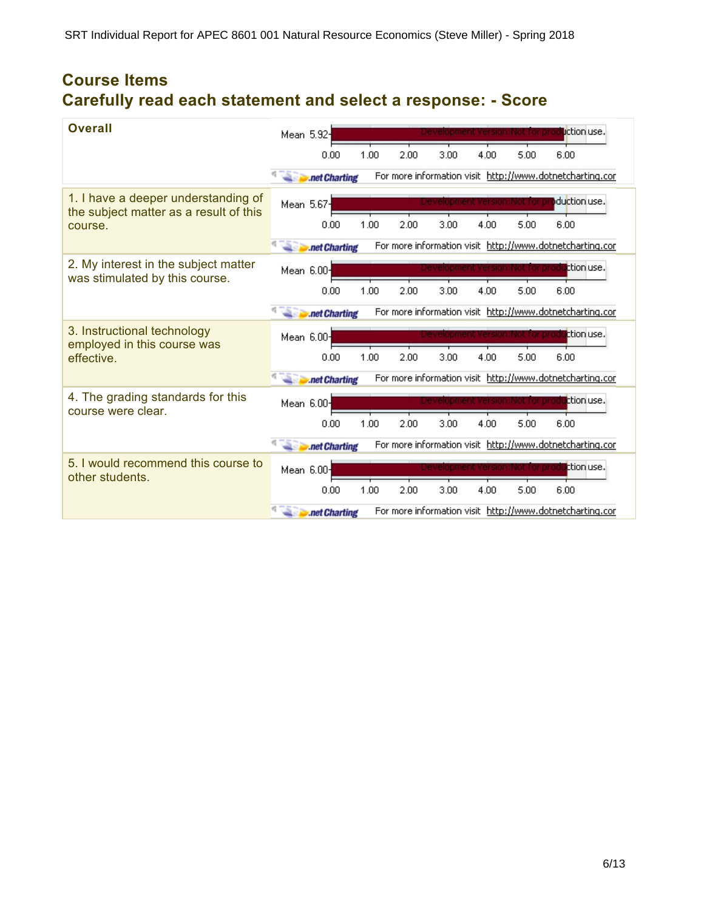## Course Items

## Carefully read each statement and select a response: - Score

| Item | Mean |
|---|---|
| **Overall** | 5.92 |
| 1. I have a deeper understanding of the subject matter as a result of this course. | 5.67 |
| 2. My interest in the subject matter was stimulated by this course. | 6.00 |
| 3. Instructional technology employed in this course was effective. | 6.00 |
| 4. The grading standards for this course were clear. | 6.00 |
| 5. I would recommend this course to other students. | 6.00 |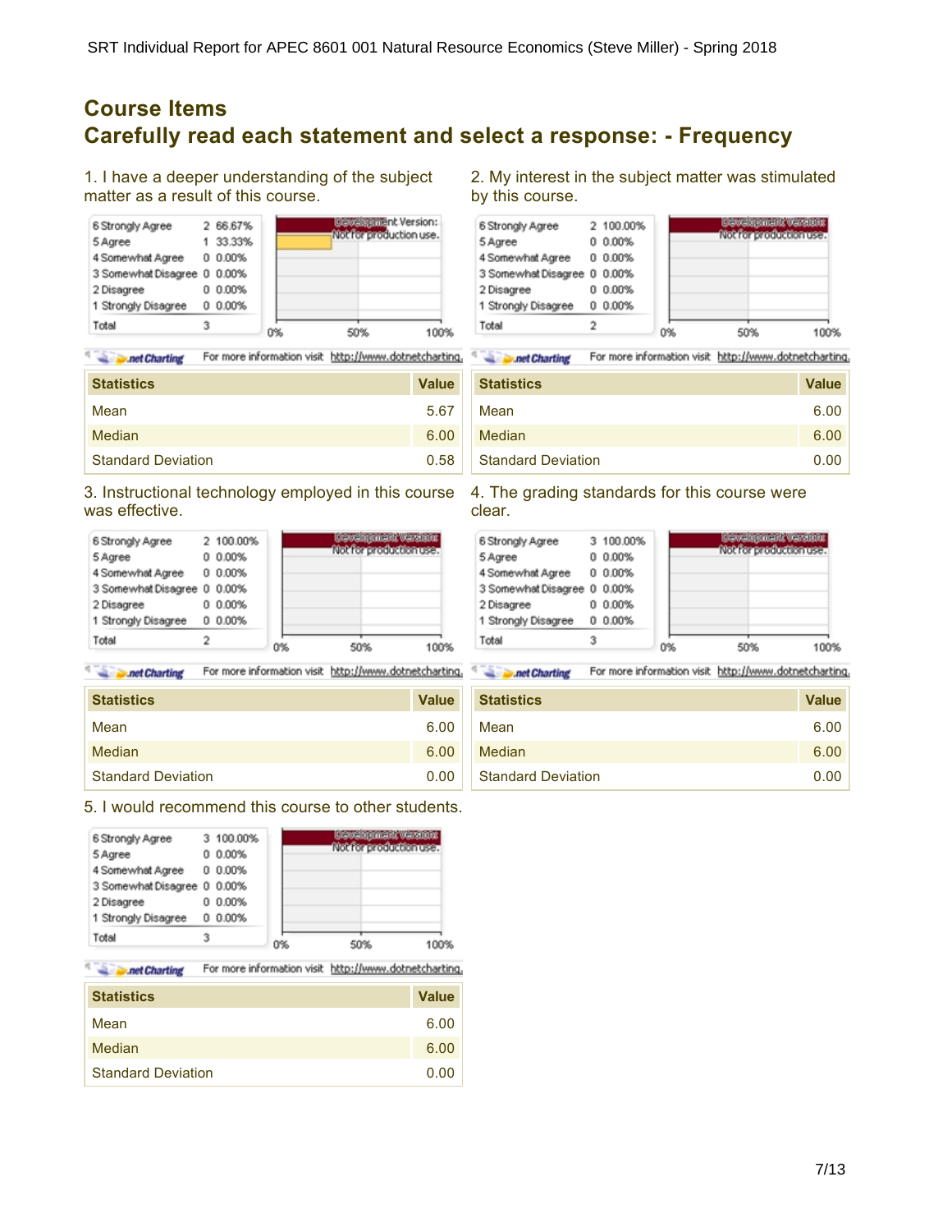## Course Items
## Carefully read each statement and select a response: - Frequency

1. I have a deeper understanding of the subject matter as a result of this course.

| Response | Count | Percent |
|---|---|---|
| 6 Strongly Agree | 2 | 66.67% |
| 5 Agree | 1 | 33.33% |
| 4 Somewhat Agree | 0 | 0.00% |
| 3 Somewhat Disagree | 0 | 0.00% |
| 2 Disagree | 0 | 0.00% |
| 1 Strongly Disagree | 0 | 0.00% |
| Total | 3 | |

| Statistics | Value |
|---|---|
| Mean | 5.67 |
| Median | 6.00 |
| Standard Deviation | 0.58 |

2. My interest in the subject matter was stimulated by this course.

| Response | Count | Percent |
|---|---|---|
| 6 Strongly Agree | 2 | 100.00% |
| 5 Agree | 0 | 0.00% |
| 4 Somewhat Agree | 0 | 0.00% |
| 3 Somewhat Disagree | 0 | 0.00% |
| 2 Disagree | 0 | 0.00% |
| 1 Strongly Disagree | 0 | 0.00% |
| Total | 2 | |

| Statistics | Value |
|---|---|
| Mean | 6.00 |
| Median | 6.00 |
| Standard Deviation | 0.00 |

3. Instructional technology employed in this course was effective.

| Response | Count | Percent |
|---|---|---|
| 6 Strongly Agree | 2 | 100.00% |
| 5 Agree | 0 | 0.00% |
| 4 Somewhat Agree | 0 | 0.00% |
| 3 Somewhat Disagree | 0 | 0.00% |
| 2 Disagree | 0 | 0.00% |
| 1 Strongly Disagree | 0 | 0.00% |
| Total | 2 | |

| Statistics | Value |
|---|---|
| Mean | 6.00 |
| Median | 6.00 |
| Standard Deviation | 0.00 |

4. The grading standards for this course were clear.

| Response | Count | Percent |
|---|---|---|
| 6 Strongly Agree | 3 | 100.00% |
| 5 Agree | 0 | 0.00% |
| 4 Somewhat Agree | 0 | 0.00% |
| 3 Somewhat Disagree | 0 | 0.00% |
| 2 Disagree | 0 | 0.00% |
| 1 Strongly Disagree | 0 | 0.00% |
| Total | 3 | |

| Statistics | Value |
|---|---|
| Mean | 6.00 |
| Median | 6.00 |
| Standard Deviation | 0.00 |

5. I would recommend this course to other students.

| Response | Count | Percent |
|---|---|---|
| 6 Strongly Agree | 3 | 100.00% |
| 5 Agree | 0 | 0.00% |
| 4 Somewhat Agree | 0 | 0.00% |
| 3 Somewhat Disagree | 0 | 0.00% |
| 2 Disagree | 0 | 0.00% |
| 1 Strongly Disagree | 0 | 0.00% |
| Total | 3 | |

| Statistics | Value |
|---|---|
| Mean | 6.00 |
| Median | 6.00 |
| Standard Deviation | 0.00 |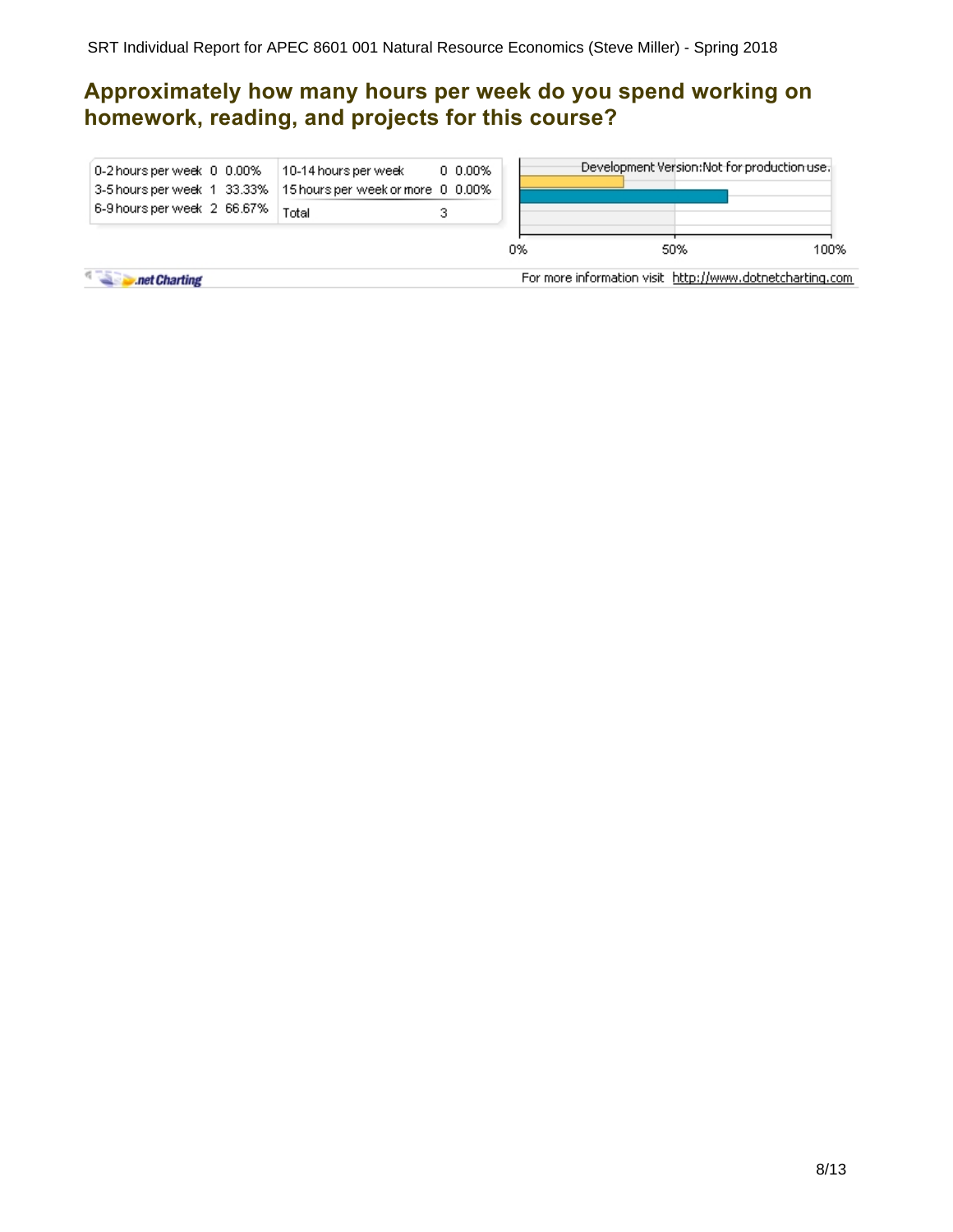## Approximately how many hours per week do you spend working on homework, reading, and projects for this course?

| Response | Count | Percent | Response | Count | Percent |
|---|---|---|---|---|---|
| 0-2 hours per week | 0 | 0.00% | 10-14 hours per week | 0 | 0.00% |
| 3-5 hours per week | 1 | 33.33% | 15 hours per week or more | 0 | 0.00% |
| 6-9 hours per week | 2 | 66.67% | Total | 3 | |

Development Version:Not for production use.

0% 50% 100%

.net Charting

For more information visit http://www.dotnetcharting.com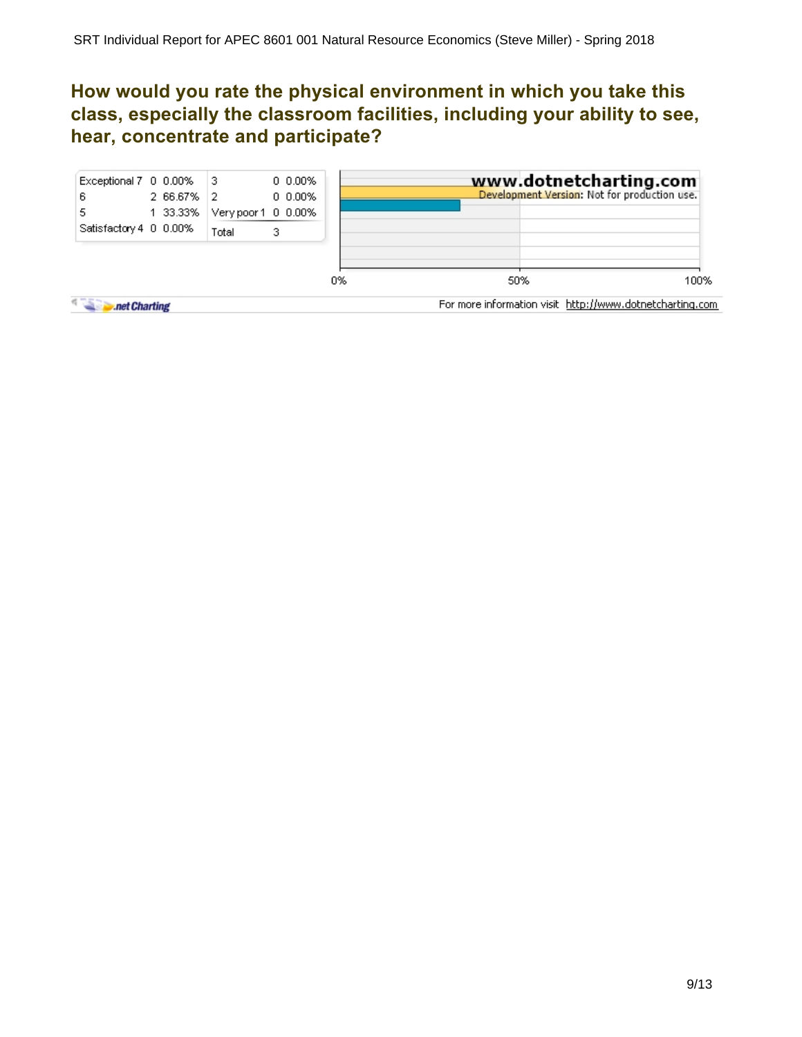## How would you rate the physical environment in which you take this class, especially the classroom facilities, including your ability to see, hear, concentrate and participate?

| | | | | | |
|---|---|---|---|---|---|
| Exceptional 7 | 0 | 0.00% | 3 | 0 | 0.00% |
| 6 | 2 | 66.67% | 2 | 0 | 0.00% |
| 5 | 1 | 33.33% | Very poor 1 | 0 | 0.00% |
| Satisfactory 4 | 0 | 0.00% | Total | 3 | |

www.dotnetcharting.com
Development Version: Not for production use.

0% 50% 100%

.net Charting

For more information visit http://www.dotnetcharting.com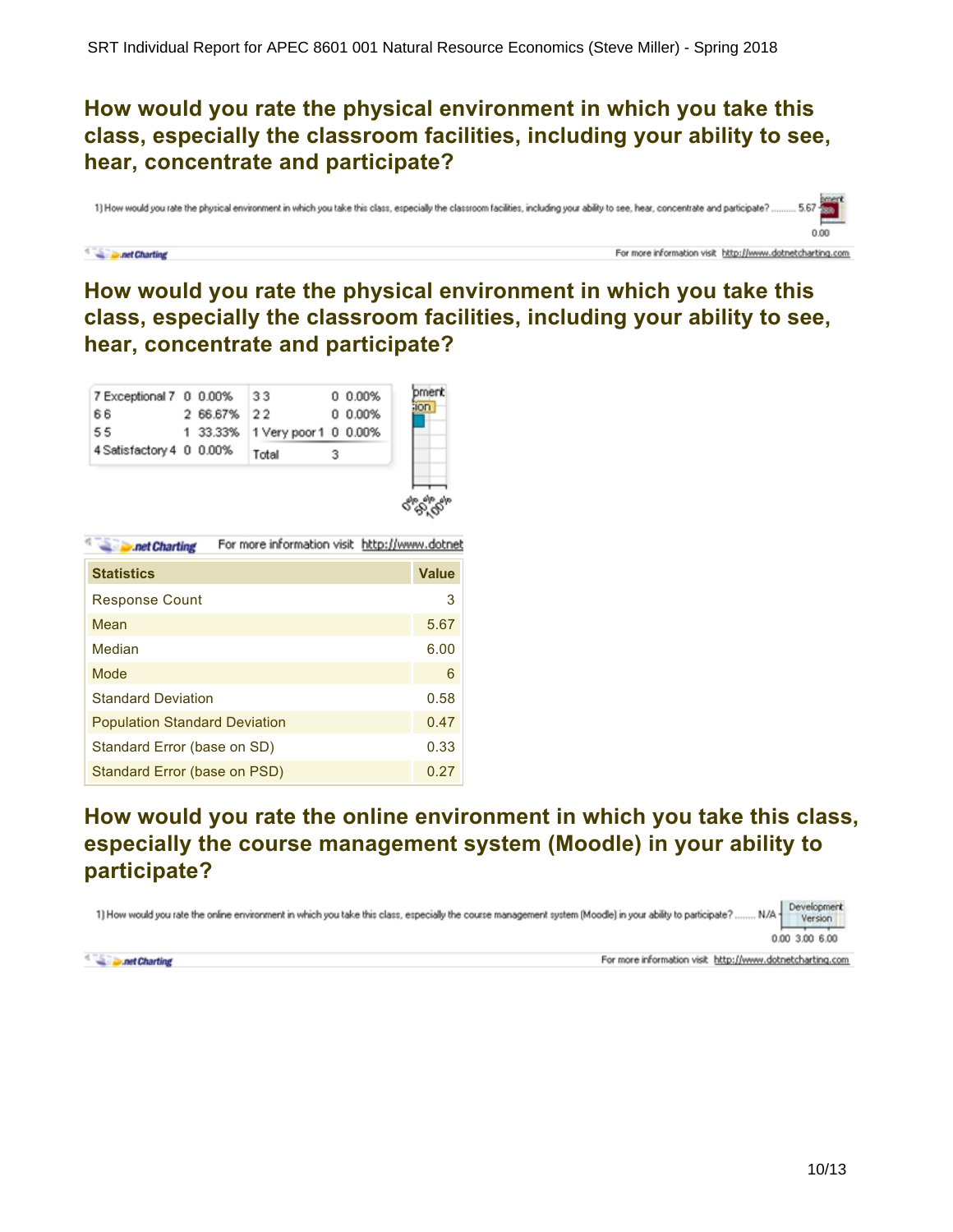## How would you rate the physical environment in which you take this class, especially the classroom facilities, including your ability to see, hear, concentrate and participate?

1) How would you rate the physical environment in which you take this class, especially the classroom facilities, including your ability to see, hear, concentrate and participate? .......... 5.67

0.00

.net Charting For more information visit http://www.dotnetcharting.com

## How would you rate the physical environment in which you take this class, especially the classroom facilities, including your ability to see, hear, concentrate and participate?

| | | | | | |
|---|---|---|---|---|---|
| 7 Exceptional 7 | 0 | 0.00% | 3 3 | 0 | 0.00% |
| 6 6 | 2 | 66.67% | 2 2 | 0 | 0.00% |
| 5 5 | 1 | 33.33% | 1 Very poor 1 | 0 | 0.00% |
| 4 Satisfactory 4 | 0 | 0.00% | Total | 3 | |

.net Charting For more information visit http://www.dotnet

| Statistics | Value |
|---|---|
| Response Count | 3 |
| Mean | 5.67 |
| Median | 6.00 |
| Mode | 6 |
| Standard Deviation | 0.58 |
| Population Standard Deviation | 0.47 |
| Standard Error (base on SD) | 0.33 |
| Standard Error (base on PSD) | 0.27 |

## How would you rate the online environment in which you take this class, especially the course management system (Moodle) in your ability to participate?

1) How would you rate the online environment in which you take this class, especially the course management system (Moodle) in your ability to participate? ........ N/A

Development Version

0.00 3.00 6.00

.net Charting For more information visit http://www.dotnetcharting.com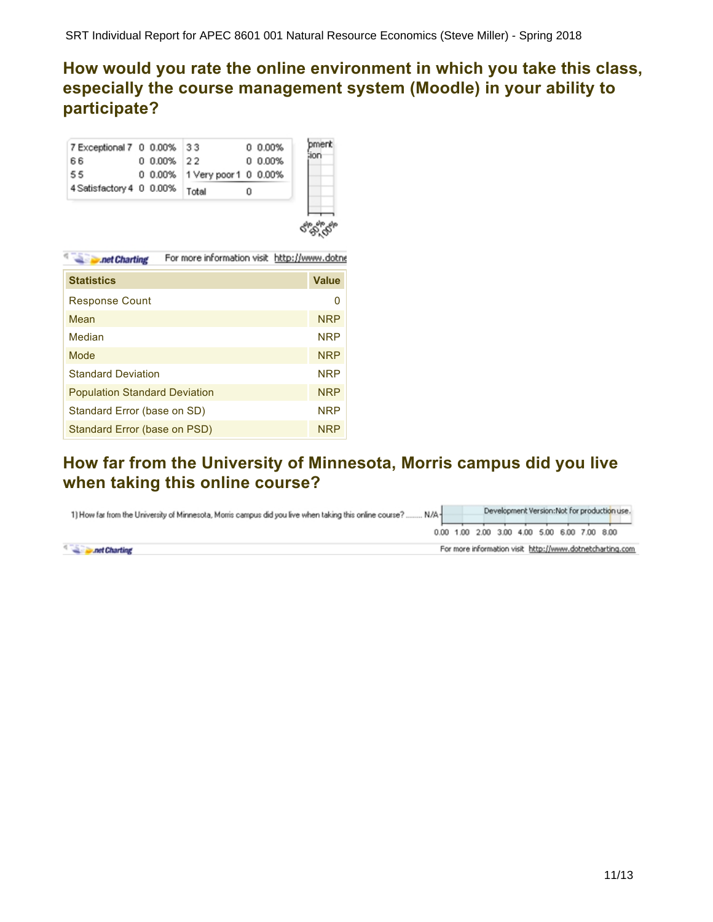## How would you rate the online environment in which you take this class, especially the course management system (Moodle) in your ability to participate?

| | | | | | |
|---|---|---|---|---|---|
| 7 Exceptional 7 | 0 | 0.00% | 3 3 | 0 | 0.00% |
| 6 6 | 0 | 0.00% | 2 2 | 0 | 0.00% |
| 5 5 | 0 | 0.00% | 1 Very poor 1 | 0 | 0.00% |
| 4 Satisfactory 4 | 0 | 0.00% | Total | 0 | |

| Statistics | Value |
|---|---|
| Response Count | 0 |
| Mean | NRP |
| Median | NRP |
| Mode | NRP |
| Standard Deviation | NRP |
| Population Standard Deviation | NRP |
| Standard Error (base on SD) | NRP |
| Standard Error (base on PSD) | NRP |

## How far from the University of Minnesota, Morris campus did you live when taking this online course?

1) How far from the University of Minnesota, Morris campus did you live when taking this online course? ........ N/A

0.00 1.00 2.00 3.00 4.00 5.00 6.00 7.00 8.00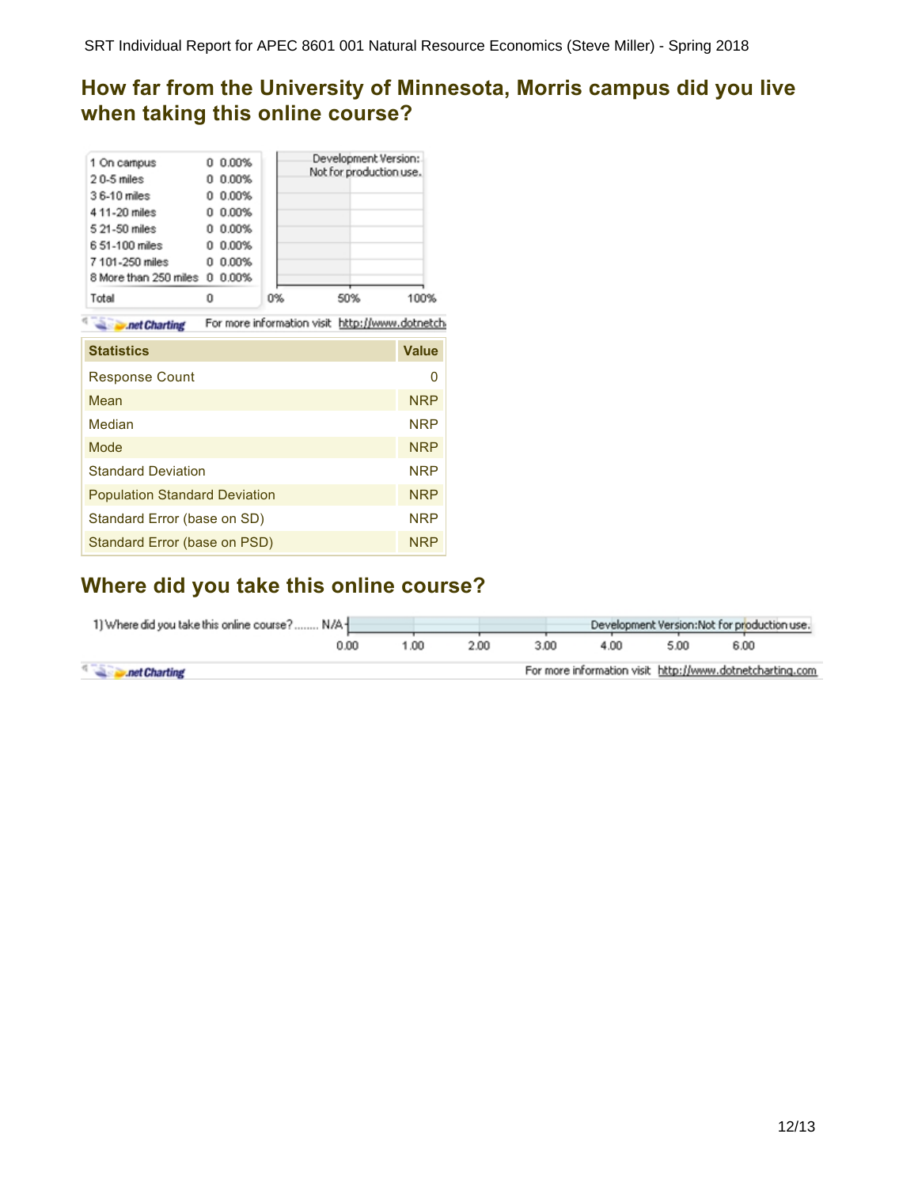## How far from the University of Minnesota, Morris campus did you live when taking this online course?

| | | |
|---|---|---|
| 1 On campus | 0 | 0.00% |
| 2 0-5 miles | 0 | 0.00% |
| 3 6-10 miles | 0 | 0.00% |
| 4 11-20 miles | 0 | 0.00% |
| 5 21-50 miles | 0 | 0.00% |
| 6 51-100 miles | 0 | 0.00% |
| 7 101-250 miles | 0 | 0.00% |
| 8 More than 250 miles | 0 | 0.00% |
| Total | 0 | |

Development Version: Not for production use.

0% 50% 100%

.net Charting For more information visit http://www.dotnetch

| Statistics | Value |
|---|---|
| Response Count | 0 |
| Mean | NRP |
| Median | NRP |
| Mode | NRP |
| Standard Deviation | NRP |
| Population Standard Deviation | NRP |
| Standard Error (base on SD) | NRP |
| Standard Error (base on PSD) | NRP |

## Where did you take this online course?

1) Where did you take this online course? ........ N/A

Development Version:Not for production use.

0.00 1.00 2.00 3.00 4.00 5.00 6.00

.net Charting For more information visit http://www.dotnetcharting.com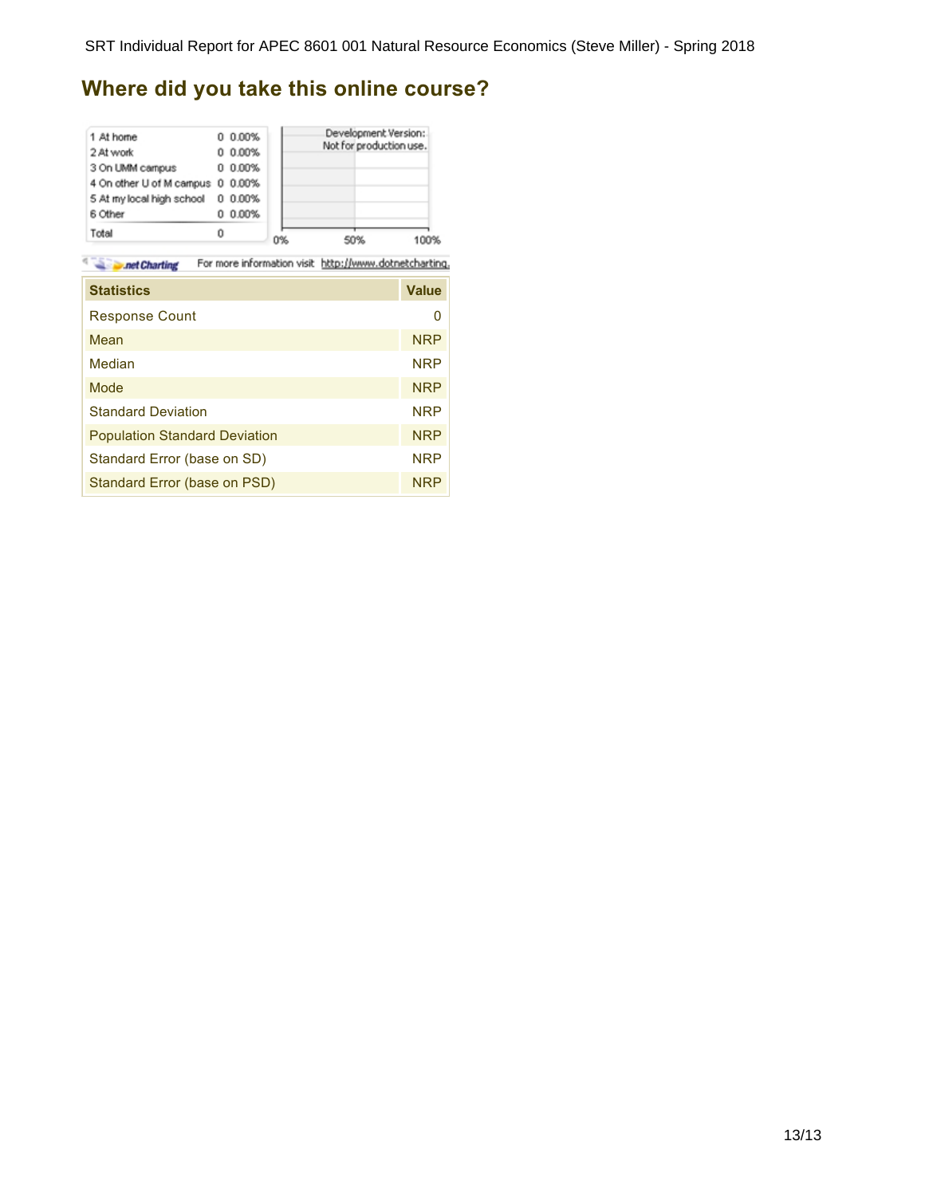## Where did you take this online course?

1 At home 0 0.00%
2 At work 0 0.00%
3 On UMM campus 0 0.00%
4 On other U of M campus 0 0.00%
5 At my local high school 0 0.00%
6 Other 0 0.00%
Total 0

Development Version: Not for production use.

0% 50% 100%

.net Charting For more information visit http://www.dotnetcharting.

| Statistics | Value |
| --- | --- |
| Response Count | 0 |
| Mean | NRP |
| Median | NRP |
| Mode | NRP |
| Standard Deviation | NRP |
| Population Standard Deviation | NRP |
| Standard Error (base on SD) | NRP |
| Standard Error (base on PSD) | NRP |